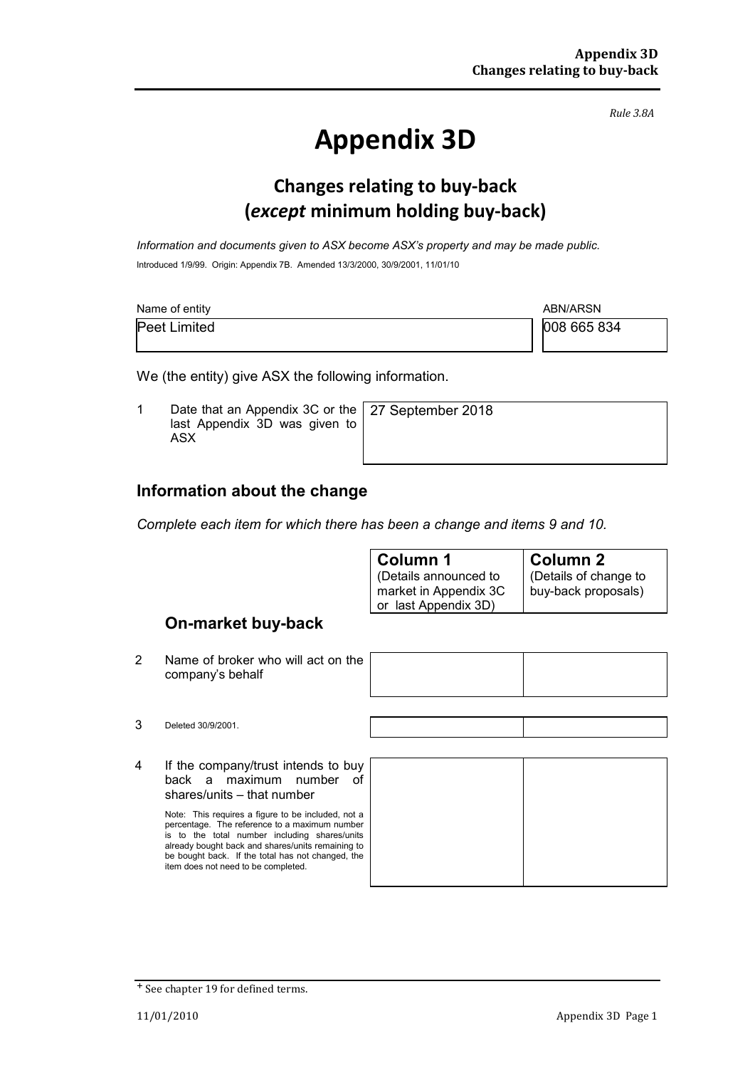*Rule 3.8A*

# Appendix 3D

## Changes relating to buy-back (*except* minimum holding buy-back)

*Information and documents given to ASX become ASX's property and may be made public.*

Introduced 1/9/99. Origin: Appendix 7B. Amended 13/3/2000, 30/9/2001, 11/01/10

| Name of entity | ABN/ARSN |
|---|---|
| Peet Limited | 008 665 834 |

We (the entity) give ASX the following information.

| | | |
|---|---|---|
| 1 | Date that an Appendix 3C or the last Appendix 3D was given to ASX | 27 September 2018 |

## Information about the change

*Complete each item for which there has been a change and items 9 and 10.*

| | | **Column 1** (Details announced to market in Appendix 3C or last Appendix 3D) | **Column 2** (Details of change to buy-back proposals) |
|---|---|---|---|
| | **On-market buy-back** | | |
| 2 | Name of broker who will act on the company's behalf | | |
| 3 | Deleted 30/9/2001. | | |
| 4 | If the company/trust intends to buy back a maximum number of shares/units – that number<br><br>Note: This requires a figure to be included, not a percentage. The reference to a maximum number is to the total number including shares/units already bought back and shares/units remaining to be bought back. If the total has not changed, the item does not need to be completed. | | |

+ See chapter 19 for defined terms.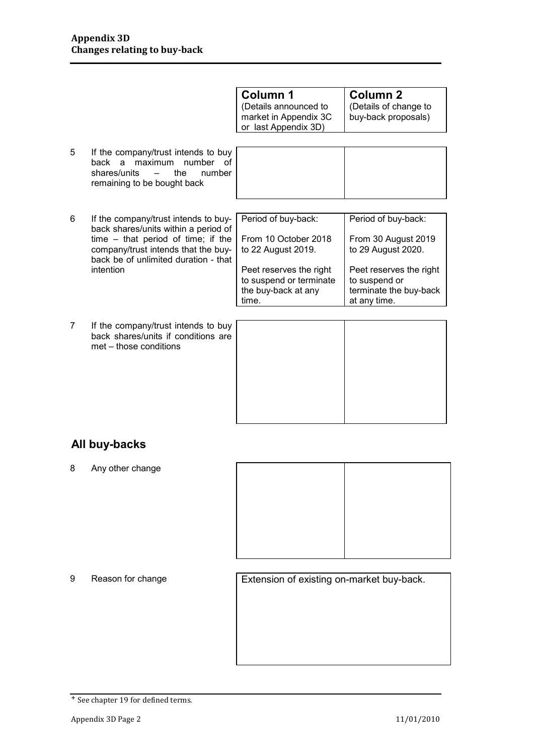| | Column 1 (Details announced to market in Appendix 3C or last Appendix 3D) | Column 2 (Details of change to buy-back proposals) |
|---|---|---|
| 5 If the company/trust intends to buy back a maximum number of shares/units – the number remaining to be bought back | | |
| 6 If the company/trust intends to buy-back shares/units within a period of time – that period of time; if the company/trust intends that the buy-back be of unlimited duration - that intention | Period of buy-back: From 10 October 2018 to 22 August 2019. Peet reserves the right to suspend or terminate the buy-back at any time. | Period of buy-back: From 30 August 2019 to 29 August 2020. Peet reserves the right to suspend or terminate the buy-back at any time. |
| 7 If the company/trust intends to buy back shares/units if conditions are met – those conditions | | |

## All buy-backs

| | | |
|---|---|---|
| 8 Any other change | | |
| 9 Reason for change | Extension of existing on-market buy-back. | |

+ See chapter 19 for defined terms.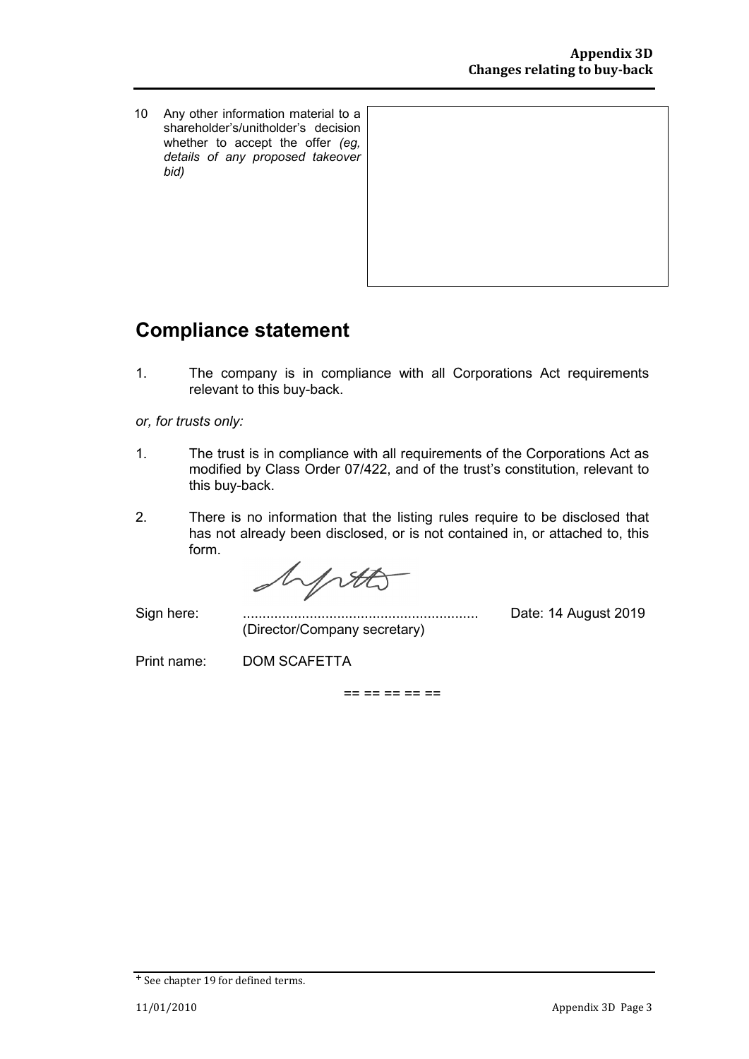| | |
|---|---|
| 10 Any other information material to a shareholder's/unitholder's decision whether to accept the offer *(eg, details of any proposed takeover bid)* | |

## Compliance statement

1. The company is in compliance with all Corporations Act requirements relevant to this buy-back.

*or, for trusts only:*

1. The trust is in compliance with all requirements of the Corporations Act as modified by Class Order 07/422, and of the trust's constitution, relevant to this buy-back.

2. There is no information that the listing rules require to be disclosed that has not already been disclosed, or is not contained in, or attached to, this form.

Sign here: ............................................................ Date: 14 August 2019
(Director/Company secretary)

Print name: DOM SCAFETTA

== == == == ==

+ See chapter 19 for defined terms.